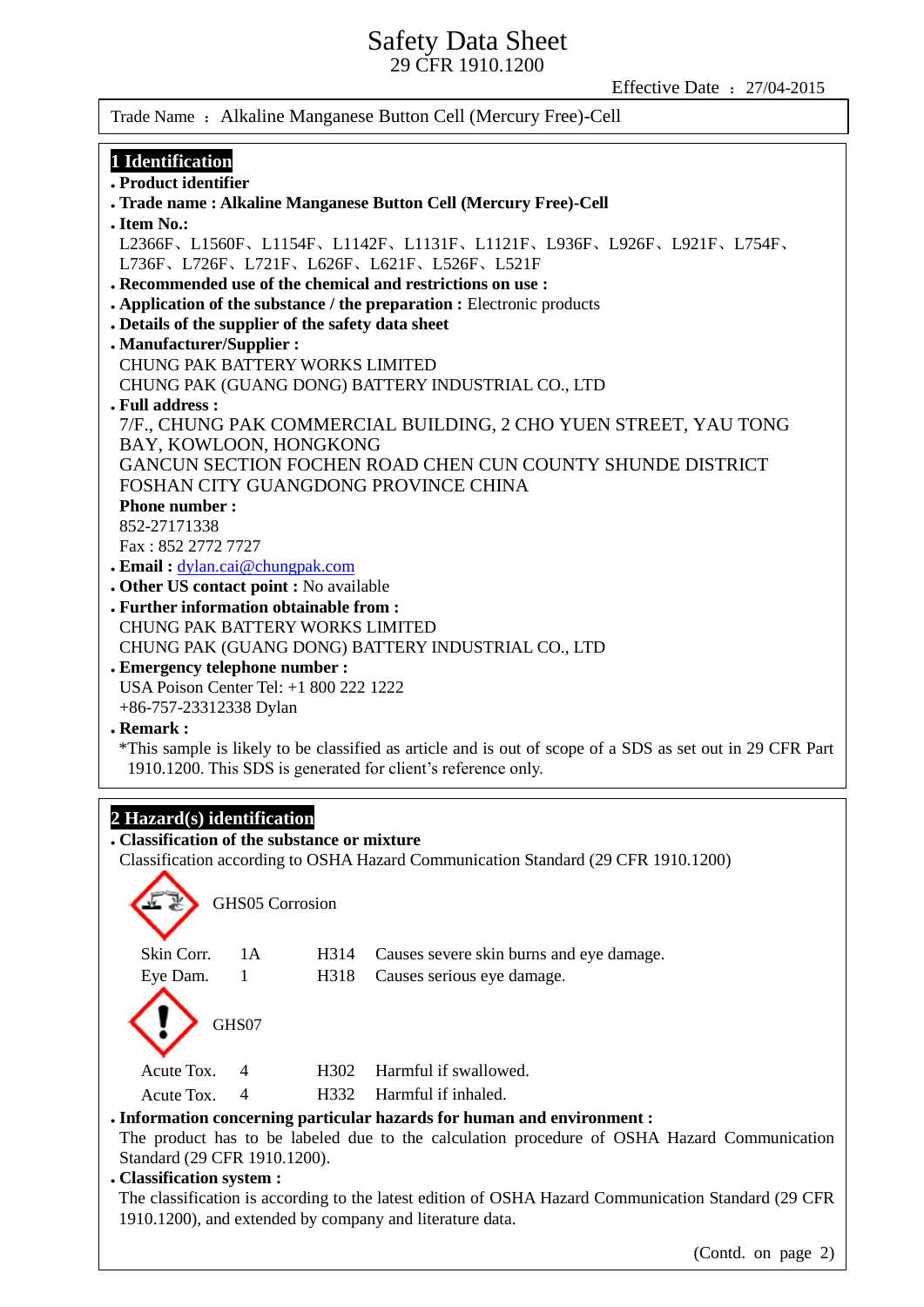# Safety Data Sheet

29 CFR 1910.1200

Effective Date ： 27/04-2015

Trade Name ： Alkaline Manganese Button Cell (Mercury Free)-Cell

## 1 Identification

- **Product identifier**
- **Trade name : Alkaline Manganese Button Cell (Mercury Free)-Cell**
- **Item No.:**

  L2366F、L1560F、L1154F、L1142F、L1131F、L1121F、L936F、L926F、L921F、L754F、L736F、L726F、L721F、L626F、L621F、L526F、L521F
- **Recommended use of the chemical and restrictions on use :**
- **Application of the substance / the preparation :** Electronic products
- **Details of the supplier of the safety data sheet**
- **Manufacturer/Supplier :**

  CHUNG PAK BATTERY WORKS LIMITED

  CHUNG PAK (GUANG DONG) BATTERY INDUSTRIAL CO., LTD
- **Full address :**

  7/F., CHUNG PAK COMMERCIAL BUILDING, 2 CHO YUEN STREET, YAU TONG BAY, KOWLOON, HONGKONG

  GANCUN SECTION FOCHEN ROAD CHEN CUN COUNTY SHUNDE DISTRICT FOSHAN CITY GUANGDONG PROVINCE CHINA

  **Phone number :**

  852-27171338

  Fax : 852 2772 7727
- **Email :** dylan.cai@chungpak.com
- **Other US contact point :** No available
- **Further information obtainable from :**

  CHUNG PAK BATTERY WORKS LIMITED

  CHUNG PAK (GUANG DONG) BATTERY INDUSTRIAL CO., LTD
- **Emergency telephone number :**

  USA Poison Center Tel: +1 800 222 1222

  +86-757-23312338 Dylan
- **Remark :**

  *This sample is likely to be classified as article and is out of scope of a SDS as set out in 29 CFR Part 1910.1200. This SDS is generated for client's reference only.

## 2 Hazard(s) identification

- **Classification of the substance or mixture**

  Classification according to OSHA Hazard Communication Standard (29 CFR 1910.1200)

GHS05 Corrosion

| | | | |
|---|---|---|---|
| Skin Corr. | 1A | H314 | Causes severe skin burns and eye damage. |
| Eye Dam. | 1 | H318 | Causes serious eye damage. |

GHS07

| | | | |
|---|---|---|---|
| Acute Tox. | 4 | H302 | Harmful if swallowed. |
| Acute Tox. | 4 | H332 | Harmful if inhaled. |

- **Information concerning particular hazards for human and environment :**

  The product has to be labeled due to the calculation procedure of OSHA Hazard Communication Standard (29 CFR 1910.1200).
- **Classification system :**

  The classification is according to the latest edition of OSHA Hazard Communication Standard (29 CFR 1910.1200), and extended by company and literature data.

(Contd. on page 2)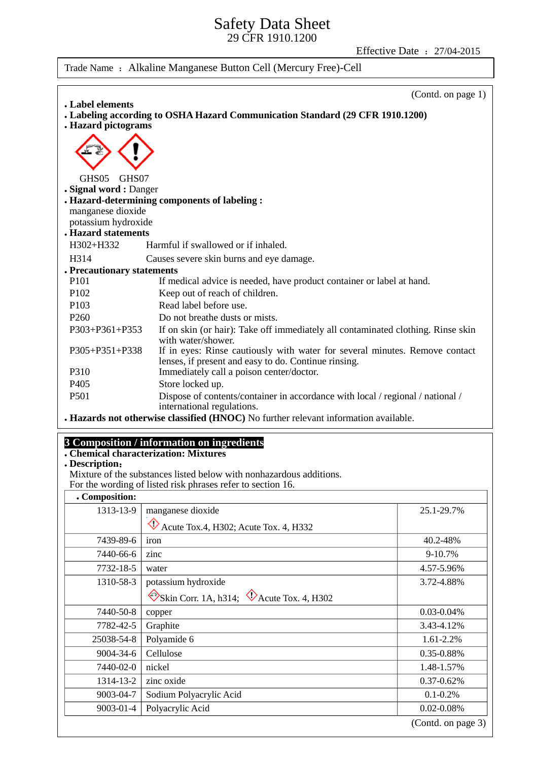# Safety Data Sheet
29 CFR 1910.1200

Effective Date ： 27/04-2015

Trade Name ： Alkaline Manganese Button Cell (Mercury Free)-Cell

(Contd. on page 1)

- **Label elements**
- **Labeling according to OSHA Hazard Communication Standard (29 CFR 1910.1200)**
- **Hazard pictograms**

GHS05 GHS07

- **Signal word :** Danger
- **Hazard-determining components of labeling :**
  manganese dioxide
  potassium hydroxide
- **Hazard statements**

| | |
|---|---|
| H302+H332 | Harmful if swallowed or if inhaled. |
| H314 | Causes severe skin burns and eye damage. |

- **Precautionary statements**

| | |
|---|---|
| P101 | If medical advice is needed, have product container or label at hand. |
| P102 | Keep out of reach of children. |
| P103 | Read label before use. |
| P260 | Do not breathe dusts or mists. |
| P303+P361+P353 | If on skin (or hair): Take off immediately all contaminated clothing. Rinse skin with water/shower. |
| P305+P351+P338 | If in eyes: Rinse cautiously with water for several minutes. Remove contact lenses, if present and easy to do. Continue rinsing. |
| P310 | Immediately call a poison center/doctor. |
| P405 | Store locked up. |
| P501 | Dispose of contents/container in accordance with local / regional / national / international regulations. |

- **Hazards not otherwise classified (HNOC)** No further relevant information available.

## 3 Composition / information on ingredients

- **Chemical characterization: Mixtures**
- **Description：**
  Mixture of the substances listed below with nonhazardous additions.
  For the wording of listed risk phrases refer to section 16.
- **Composition:**

| | | |
|---|---|---|
| 1313-13-9 | manganese dioxide<br>Acute Tox.4, H302; Acute Tox. 4, H332 | 25.1-29.7% |
| 7439-89-6 | iron | 40.2-48% |
| 7440-66-6 | zinc | 9-10.7% |
| 7732-18-5 | water | 4.57-5.96% |
| 1310-58-3 | potassium hydroxide<br>Skin Corr. 1A, h314; Acute Tox. 4, H302 | 3.72-4.88% |
| 7440-50-8 | copper | 0.03-0.04% |
| 7782-42-5 | Graphite | 3.43-4.12% |
| 25038-54-8 | Polyamide 6 | 1.61-2.2% |
| 9004-34-6 | Cellulose | 0.35-0.88% |
| 7440-02-0 | nickel | 1.48-1.57% |
| 1314-13-2 | zinc oxide | 0.37-0.62% |
| 9003-04-7 | Sodium Polyacrylic Acid | 0.1-0.2% |
| 9003-01-4 | Polyacrylic Acid | 0.02-0.08% |

(Contd. on page 3)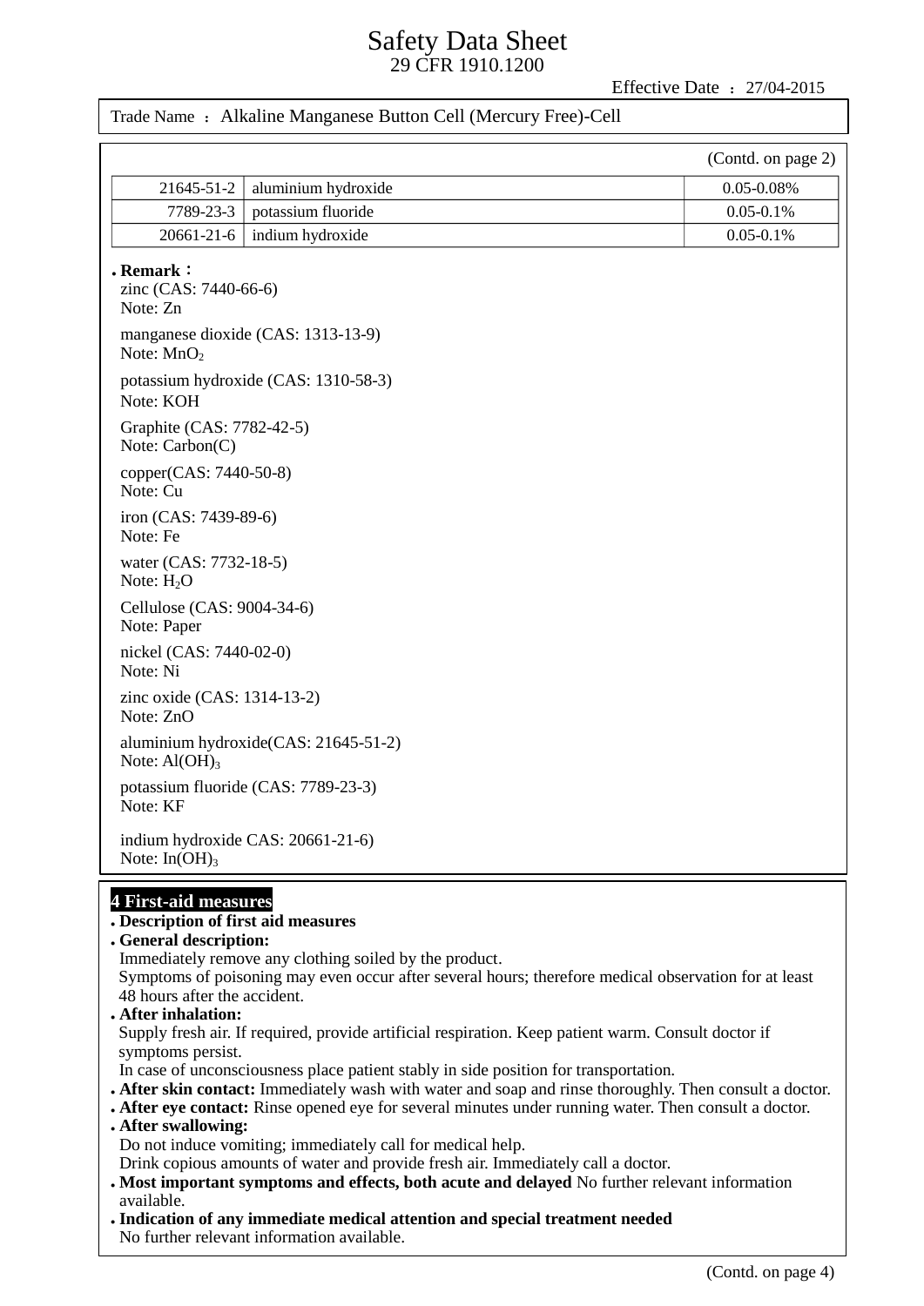| | | |
|---|---|---|
| 21645-51-2 | aluminium hydroxide | 0.05-0.08% |
| 7789-23-3 | potassium fluoride | 0.05-0.1% |
| 20661-21-6 | indium hydroxide | 0.05-0.1% |

- **Remark：**

zinc (CAS: 7440-66-6)
Note: Zn

manganese dioxide (CAS: 1313-13-9)
Note: $MnO_2$

potassium hydroxide (CAS: 1310-58-3)
Note: KOH

Graphite (CAS: 7782-42-5)
Note: Carbon(C)

copper(CAS: 7440-50-8)
Note: Cu

iron (CAS: 7439-89-6)
Note: Fe

water (CAS: 7732-18-5)
Note: $H_2O$

Cellulose (CAS: 9004-34-6)
Note: Paper

nickel (CAS: 7440-02-0)
Note: Ni

zinc oxide (CAS: 1314-13-2)
Note: ZnO

aluminium hydroxide(CAS: 21645-51-2)
Note: $Al(OH)_3$

potassium fluoride (CAS: 7789-23-3)
Note: KF

indium hydroxide CAS: 20661-21-6)
Note: $In(OH)_3$

## 4 First-aid measures

- **Description of first aid measures**
- **General description:**
  Immediately remove any clothing soiled by the product.
  Symptoms of poisoning may even occur after several hours; therefore medical observation for at least 48 hours after the accident.
- **After inhalation:**
  Supply fresh air. If required, provide artificial respiration. Keep patient warm. Consult doctor if symptoms persist.
  In case of unconsciousness place patient stably in side position for transportation.
- **After skin contact:** Immediately wash with water and soap and rinse thoroughly. Then consult a doctor.
- **After eye contact:** Rinse opened eye for several minutes under running water. Then consult a doctor.
- **After swallowing:**
  Do not induce vomiting; immediately call for medical help.
  Drink copious amounts of water and provide fresh air. Immediately call a doctor.
- **Most important symptoms and effects, both acute and delayed** No further relevant information available.
- **Indication of any immediate medical attention and special treatment needed**
  No further relevant information available.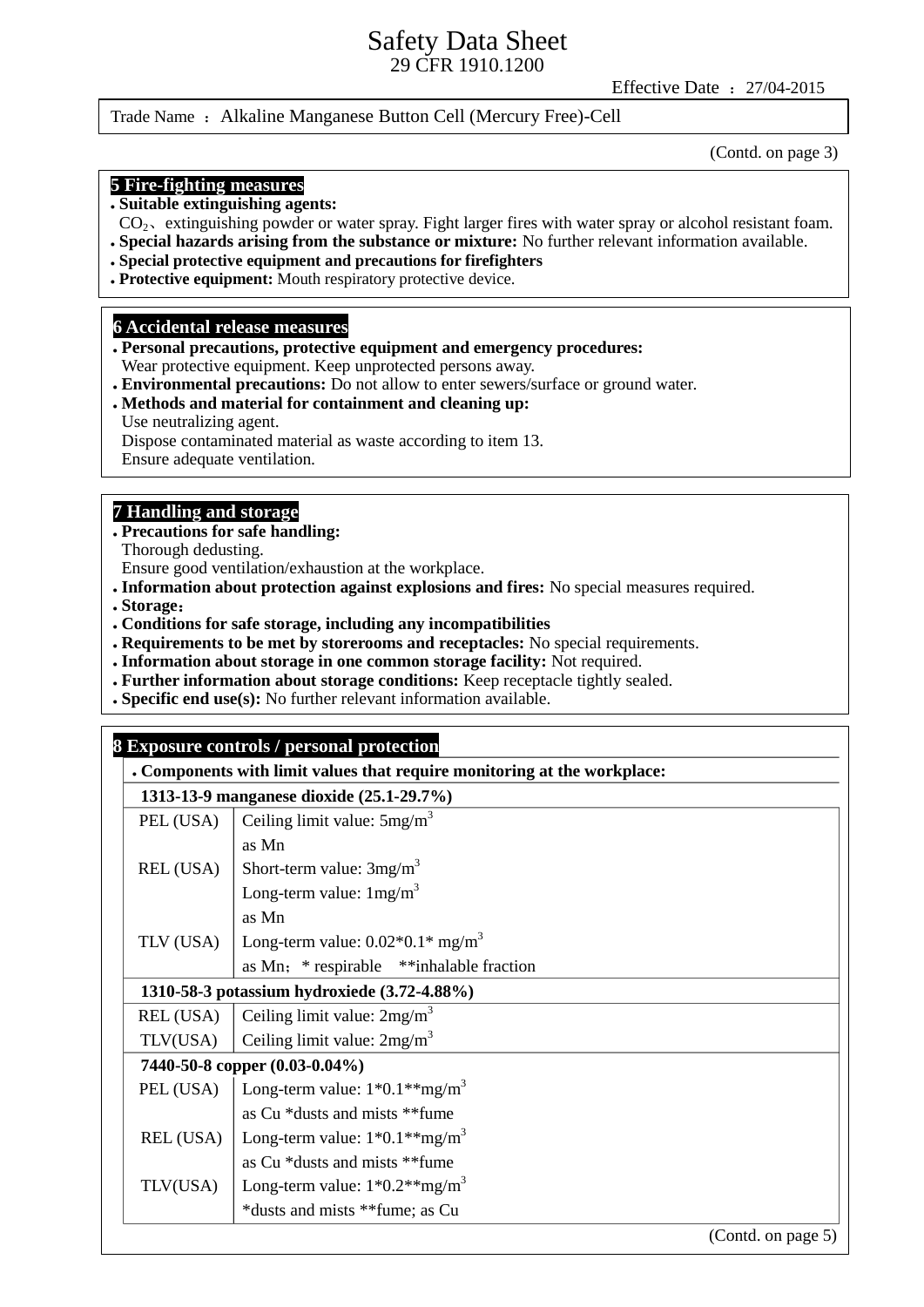Trade Name ： Alkaline Manganese Button Cell (Mercury Free)-Cell

(Contd. on page 3)

## 5 Fire-fighting measures

- **Suitable extinguishing agents:**
  $CO_2$、extinguishing powder or water spray. Fight larger fires with water spray or alcohol resistant foam.
- **Special hazards arising from the substance or mixture:** No further relevant information available.
- **Special protective equipment and precautions for firefighters**
- **Protective equipment:** Mouth respiratory protective device.

## 6 Accidental release measures

- **Personal precautions, protective equipment and emergency procedures:**
  Wear protective equipment. Keep unprotected persons away.
- **Environmental precautions:** Do not allow to enter sewers/surface or ground water.
- **Methods and material for containment and cleaning up:**
  Use neutralizing agent.
  Dispose contaminated material as waste according to item 13.
  Ensure adequate ventilation.

## 7 Handling and storage

- **Precautions for safe handling:**
  Thorough dedusting.
  Ensure good ventilation/exhaustion at the workplace.
- **Information about protection against explosions and fires:** No special measures required.
- **Storage：**
- **Conditions for safe storage, including any incompatibilities**
- **Requirements to be met by storerooms and receptacles:** No special requirements.
- **Information about storage in one common storage facility:** Not required.
- **Further information about storage conditions:** Keep receptacle tightly sealed.
- **Specific end use(s):** No further relevant information available.

## 8 Exposure controls / personal protection

- **Components with limit values that require monitoring at the workplace:**

| **1313-13-9 manganese dioxide (25.1-29.7%)** | |
|---|---|
| PEL (USA) | Ceiling limit value: 5mg/m$^3$ |
| | as Mn |
| REL (USA) | Short-term value: 3mg/m$^3$ |
| | Long-term value: 1mg/m$^3$ |
| | as Mn |
| TLV (USA) | Long-term value: 0.02*0.1* mg/m$^3$ |
| | as Mn； * respirable **inhalable fraction |
| **1310-58-3 potassium hydroxiede (3.72-4.88%)** | |
| REL (USA) | Ceiling limit value: 2mg/m$^3$ |
| TLV(USA) | Ceiling limit value: 2mg/m$^3$ |
| **7440-50-8 copper (0.03-0.04%)** | |
| PEL (USA) | Long-term value: 1*0.1**mg/m$^3$ |
| | as Cu *dusts and mists **fume |
| REL (USA) | Long-term value: 1*0.1**mg/m$^3$ |
| | as Cu *dusts and mists **fume |
| TLV(USA) | Long-term value: 1*0.2**mg/m$^3$ |
| | *dusts and mists **fume; as Cu |

(Contd. on page 5)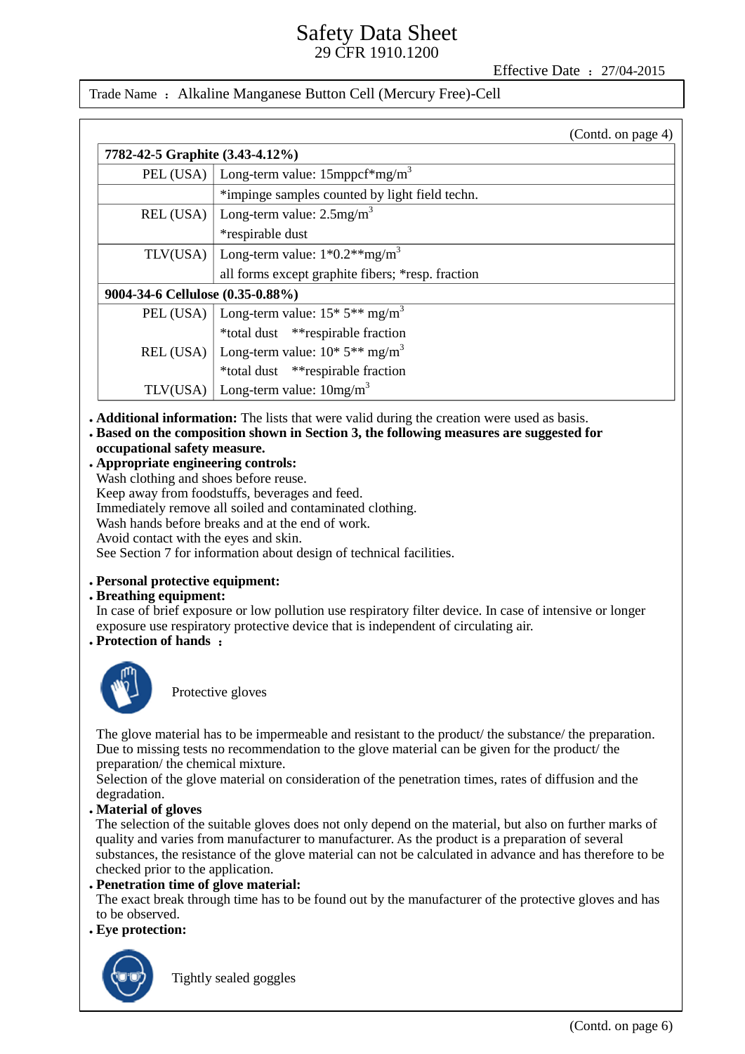(Contd. on page 4)

| 7782-42-5 Graphite (3.43-4.12%) | |
|---|---|
| PEL (USA) | Long-term value: 15mppcf*mg/m$^3$ |
| | *impinge samples counted by light field techn. |
| REL (USA) | Long-term value: 2.5mg/m$^3$ |
| | *respirable dust |
| TLV(USA) | Long-term value: 1*0.2**mg/m$^3$ |
| | all forms except graphite fibers; *resp. fraction |
| **9004-34-6 Cellulose (0.35-0.88%)** | |
| PEL (USA) | Long-term value: 15* 5** mg/m$^3$ |
| | *total dust **respirable fraction |
| REL (USA) | Long-term value: 10* 5** mg/m$^3$ |
| | *total dust **respirable fraction |
| TLV(USA) | Long-term value: 10mg/m$^3$ |

- **Additional information:** The lists that were valid during the creation were used as basis.
- **Based on the composition shown in Section 3, the following measures are suggested for occupational safety measure.**
- **Appropriate engineering controls:**
  Wash clothing and shoes before reuse.
  Keep away from foodstuffs, beverages and feed.
  Immediately remove all soiled and contaminated clothing.
  Wash hands before breaks and at the end of work.
  Avoid contact with the eyes and skin.
  See Section 7 for information about design of technical facilities.

- **Personal protective equipment:**
- **Breathing equipment:**
  In case of brief exposure or low pollution use respiratory filter device. In case of intensive or longer exposure use respiratory protective device that is independent of circulating air.
- **Protection of hands ：**

Protective gloves

The glove material has to be impermeable and resistant to the product/ the substance/ the preparation.
Due to missing tests no recommendation to the glove material can be given for the product/ the preparation/ the chemical mixture.
Selection of the glove material on consideration of the penetration times, rates of diffusion and the degradation.

- **Material of gloves**
  The selection of the suitable gloves does not only depend on the material, but also on further marks of quality and varies from manufacturer to manufacturer. As the product is a preparation of several substances, the resistance of the glove material can not be calculated in advance and has therefore to be checked prior to the application.
- **Penetration time of glove material:**
  The exact break through time has to be found out by the manufacturer of the protective gloves and has to be observed.
- **Eye protection:**

Tightly sealed goggles

(Contd. on page 6)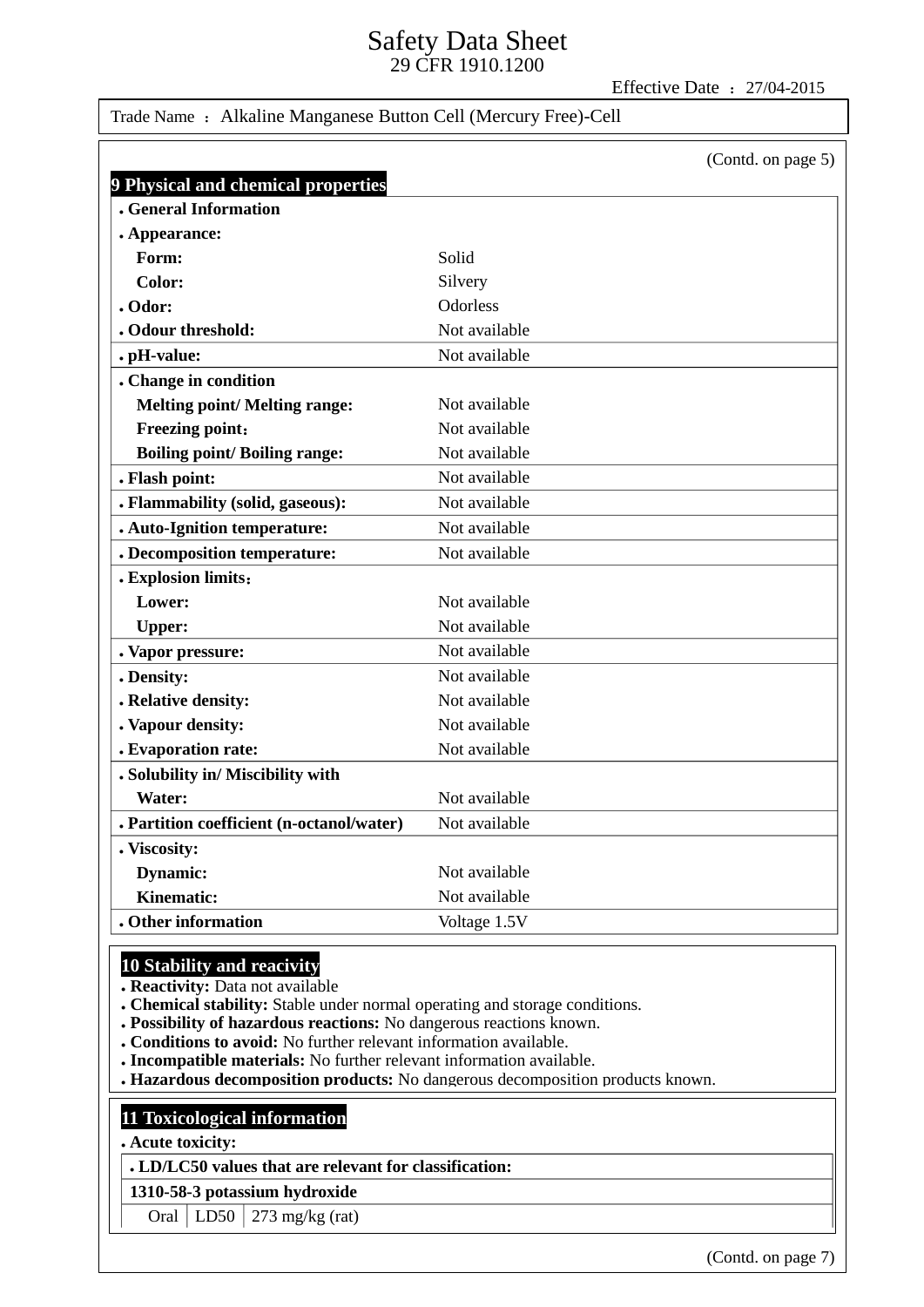(Contd. on page 5)

## 9 Physical and chemical properties

| Property | Value |
|---|---|
| **General Information** | |
| **Appearance:** | |
| **Form:** | Solid |
| **Color:** | Silvery |
| **Odor:** | Odorless |
| **Odour threshold:** | Not available |
| **pH-value:** | Not available |
| **Change in condition** | |
| **Melting point/ Melting range:** | Not available |
| **Freezing point：** | Not available |
| **Boiling point/ Boiling range:** | Not available |
| **Flash point:** | Not available |
| **Flammability (solid, gaseous):** | Not available |
| **Auto-Ignition temperature:** | Not available |
| **Decomposition temperature:** | Not available |
| **Explosion limits：** | |
| **Lower:** | Not available |
| **Upper:** | Not available |
| **Vapor pressure:** | Not available |
| **Density:** | Not available |
| **Relative density:** | Not available |
| **Vapour density:** | Not available |
| **Evaporation rate:** | Not available |
| **Solubility in/ Miscibility with** | |
| **Water:** | Not available |
| **Partition coefficient (n-octanol/water)** | Not available |
| **Viscosity:** | |
| **Dynamic:** | Not available |
| **Kinematic:** | Not available |
| **Other information** | Voltage 1.5V |

## 10 Stability and reacivity

- **Reactivity:** Data not available
- **Chemical stability:** Stable under normal operating and storage conditions.
- **Possibility of hazardous reactions:** No dangerous reactions known.
- **Conditions to avoid:** No further relevant information available.
- **Incompatible materials:** No further relevant information available.
- **Hazardous decomposition products:** No dangerous decomposition products known.

## 11 Toxicological information

- **Acute toxicity:**

| **LD/LC50 values that are relevant for classification:** | | |
|---|---|---|
| **1310-58-3 potassium hydroxide** | | |
| Oral | LD50 | 273 mg/kg (rat) |

(Contd. on page 7)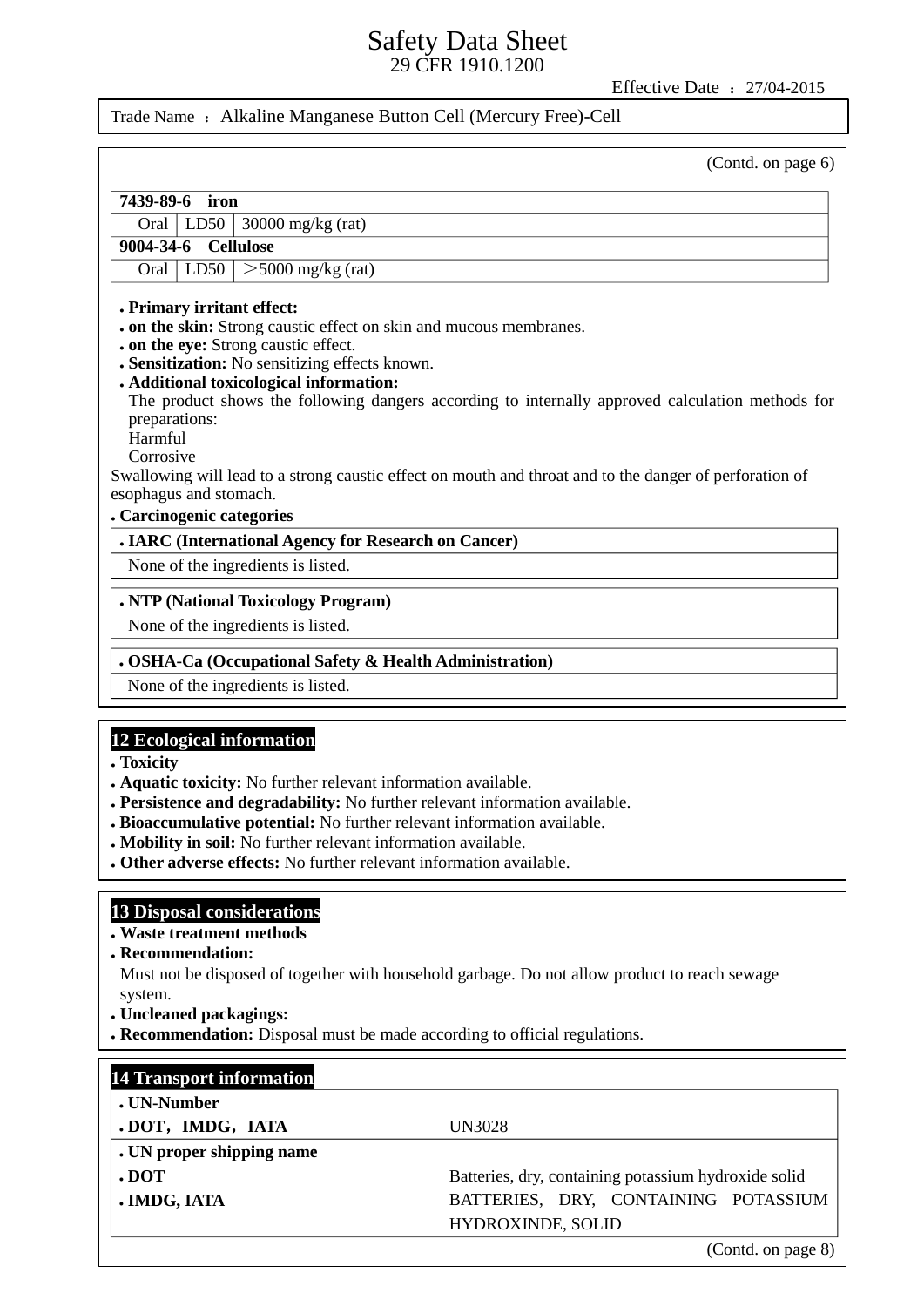(Contd. on page 6)

| 7439-89-6 iron | | |
|---|---|---|
| Oral | LD50 | 30000 mg/kg (rat) |
| **9004-34-6 Cellulose** | | |
| Oral | LD50 | ＞5000 mg/kg (rat) |

- **Primary irritant effect:**
- **on the skin:** Strong caustic effect on skin and mucous membranes.
- **on the eye:** Strong caustic effect.
- **Sensitization:** No sensitizing effects known.
- **Additional toxicological information:**
  The product shows the following dangers according to internally approved calculation methods for preparations:
  Harmful
  Corrosive

Swallowing will lead to a strong caustic effect on mouth and throat and to the danger of perforation of esophagus and stomach.

- **Carcinogenic categories**

| • IARC (International Agency for Research on Cancer) |
|---|
| None of the ingredients is listed. |

| • NTP (National Toxicology Program) |
|---|
| None of the ingredients is listed. |

| • OSHA-Ca (Occupational Safety & Health Administration) |
|---|
| None of the ingredients is listed. |

## 12 Ecological information

- **Toxicity**
- **Aquatic toxicity:** No further relevant information available.
- **Persistence and degradability:** No further relevant information available.
- **Bioaccumulative potential:** No further relevant information available.
- **Mobility in soil:** No further relevant information available.
- **Other adverse effects:** No further relevant information available.

## 13 Disposal considerations

- **Waste treatment methods**
- **Recommendation:**
  Must not be disposed of together with household garbage. Do not allow product to reach sewage system.
- **Uncleaned packagings:**
- **Recommendation:** Disposal must be made according to official regulations.

## 14 Transport information

| • UN-Number | |
|---|---|
| • DOT，IMDG，IATA | UN3028 |
| • UN proper shipping name | |
| • DOT | Batteries, dry, containing potassium hydroxide solid |
| • IMDG, IATA | BATTERIES, DRY, CONTAINING POTASSIUM HYDROXINDE, SOLID |

(Contd. on page 8)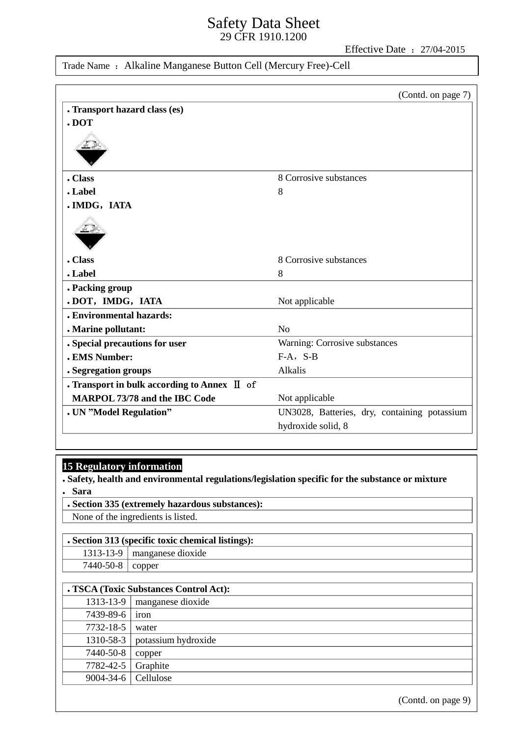# Safety Data Sheet
29 CFR 1910.1200

Effective Date ：27/04-2015

Trade Name ：Alkaline Manganese Button Cell (Mercury Free)-Cell

(Contd. on page 7)

- **Transport hazard class (es)**
- **DOT**

| | |
|---|---|
| **Class** | 8 Corrosive substances |
| **Label** | 8 |

- **IMDG，IATA**

| | |
|---|---|
| **Class** | 8 Corrosive substances |
| **Label** | 8 |
| **Packing group** | |
| **DOT，IMDG，IATA** | Not applicable |
| **Environmental hazards:** | |
| **Marine pollutant:** | No |
| **Special precautions for user** | Warning: Corrosive substances |
| **EMS Number:** | F-A，S-B |
| **Segregation groups** | Alkalis |
| **Transport in bulk according to Annex Ⅱ of MARPOL 73/78 and the IBC Code** | Not applicable |
| **UN "Model Regulation"** | UN3028, Batteries, dry, containing potassium hydroxide solid, 8 |

## 15 Regulatory information

- **Safety, health and environmental regulations/legislation specific for the substance or mixture**
- **Sara**

**Section 335 (extremely hazardous substances):**

None of the ingredients is listed.

**Section 313 (specific toxic chemical listings):**

| | |
|---|---|
| 1313-13-9 | manganese dioxide |
| 7440-50-8 | copper |

**TSCA (Toxic Substances Control Act):**

| | |
|---|---|
| 1313-13-9 | manganese dioxide |
| 7439-89-6 | iron |
| 7732-18-5 | water |
| 1310-58-3 | potassium hydroxide |
| 7440-50-8 | copper |
| 7782-42-5 | Graphite |
| 9004-34-6 | Cellulose |

(Contd. on page 9)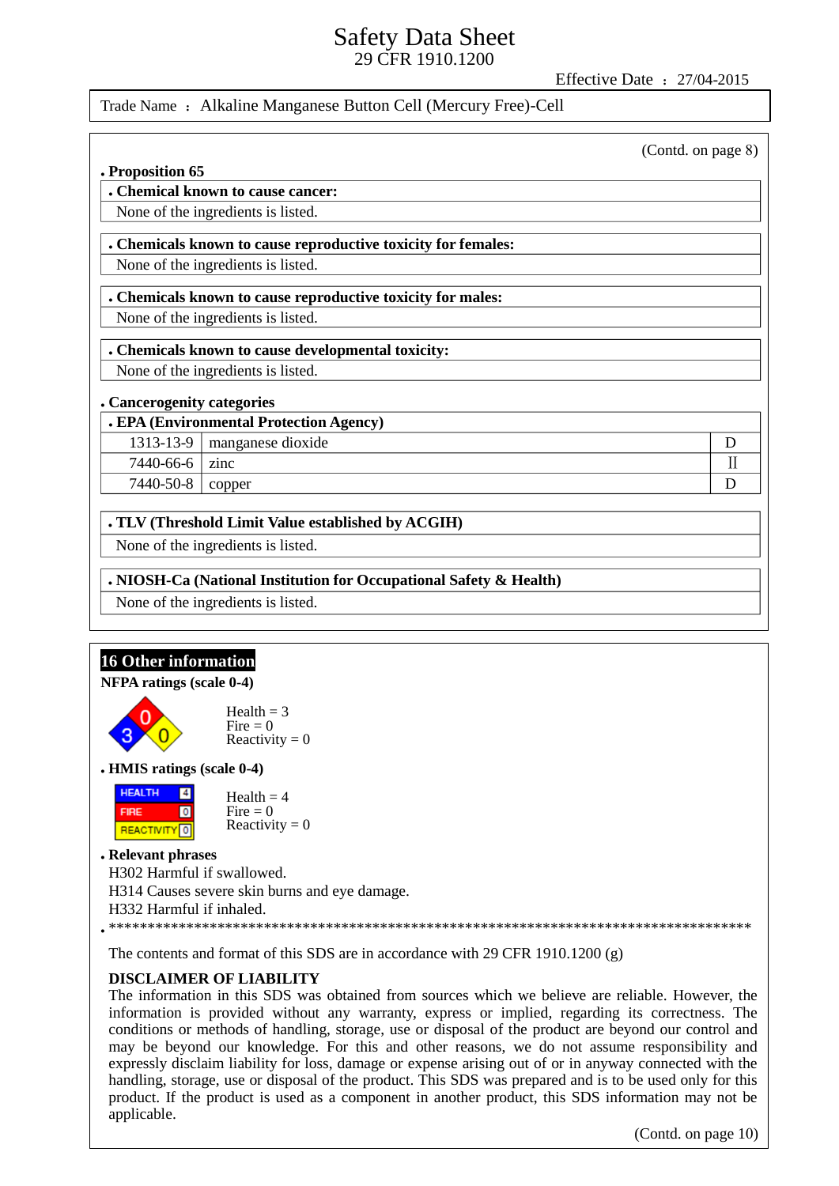Safety Data Sheet
29 CFR 1910.1200

Effective Date : 27/04-2015

Trade Name : Alkaline Manganese Button Cell (Mercury Free)-Cell

(Contd. on page 8)

- **Proposition 65**

**• Chemical known to cause cancer:**
None of the ingredients is listed.

**• Chemicals known to cause reproductive toxicity for females:**
None of the ingredients is listed.

**• Chemicals known to cause reproductive toxicity for males:**
None of the ingredients is listed.

**• Chemicals known to cause developmental toxicity:**
None of the ingredients is listed.

- **Cancerogenity categories**

**• EPA (Environmental Protection Agency)**

| | | |
|---|---|---|
| 1313-13-9 | manganese dioxide | D |
| 7440-66-6 | zinc | II |
| 7440-50-8 | copper | D |

**• TLV (Threshold Limit Value established by ACGIH)**
None of the ingredients is listed.

**• NIOSH-Ca (National Institution for Occupational Safety & Health)**
None of the ingredients is listed.

## 16 Other information

**NFPA ratings (scale 0-4)**

Health = 3
Fire = 0
Reactivity = 0

- **HMIS ratings (scale 0-4)**

| | |
|---|---|
| HEALTH | 4 |
| FIRE | 0 |
| REACTIVITY | 0 |

Health = 4
Fire = 0
Reactivity = 0

- **Relevant phrases**

H302 Harmful if swallowed.
H314 Causes severe skin burns and eye damage.
H332 Harmful if inhaled.

- ****************************************************************************************

The contents and format of this SDS are in accordance with 29 CFR 1910.1200 (g)

**DISCLAIMER OF LIABILITY**
The information in this SDS was obtained from sources which we believe are reliable. However, the information is provided without any warranty, express or implied, regarding its correctness. The conditions or methods of handling, storage, use or disposal of the product are beyond our control and may be beyond our knowledge. For this and other reasons, we do not assume responsibility and expressly disclaim liability for loss, damage or expense arising out of or in anyway connected with the handling, storage, use or disposal of the product. This SDS was prepared and is to be used only for this product. If the product is used as a component in another product, this SDS information may not be applicable.

(Contd. on page 10)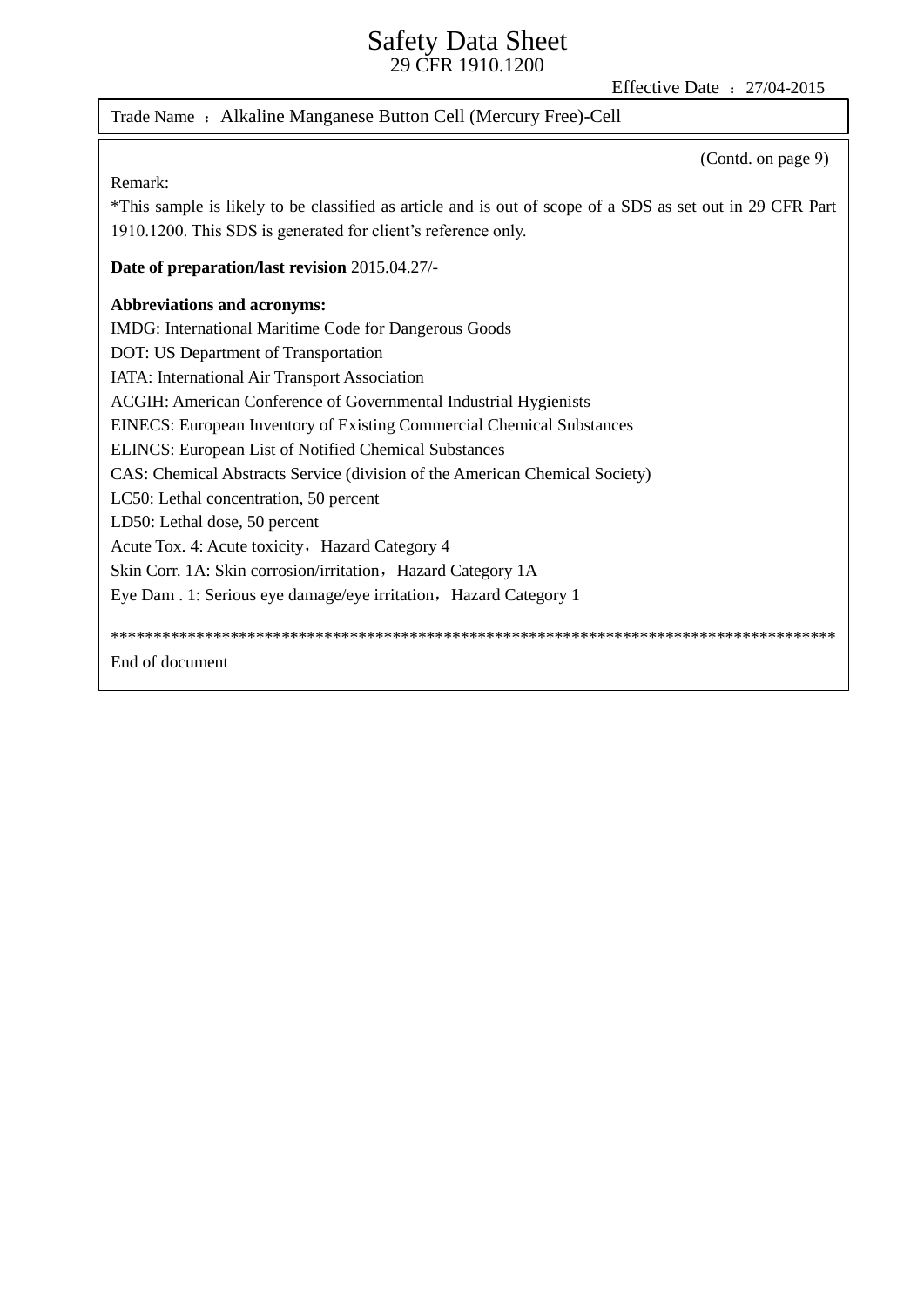Remark:

*This sample is likely to be classified as article and is out of scope of a SDS as set out in 29 CFR Part 1910.1200. This SDS is generated for client's reference only.

**Date of preparation/last revision** 2015.04.27/-

**Abbreviations and acronyms:**

IMDG: International Maritime Code for Dangerous Goods
DOT: US Department of Transportation
IATA: International Air Transport Association
ACGIH: American Conference of Governmental Industrial Hygienists
EINECS: European Inventory of Existing Commercial Chemical Substances
ELINCS: European List of Notified Chemical Substances
CAS: Chemical Abstracts Service (division of the American Chemical Society)
LC50: Lethal concentration, 50 percent
LD50: Lethal dose, 50 percent
Acute Tox. 4: Acute toxicity，Hazard Category 4
Skin Corr. 1A: Skin corrosion/irritation，Hazard Category 1A
Eye Dam . 1: Serious eye damage/eye irritation，Hazard Category 1

************************************************************************************

End of document